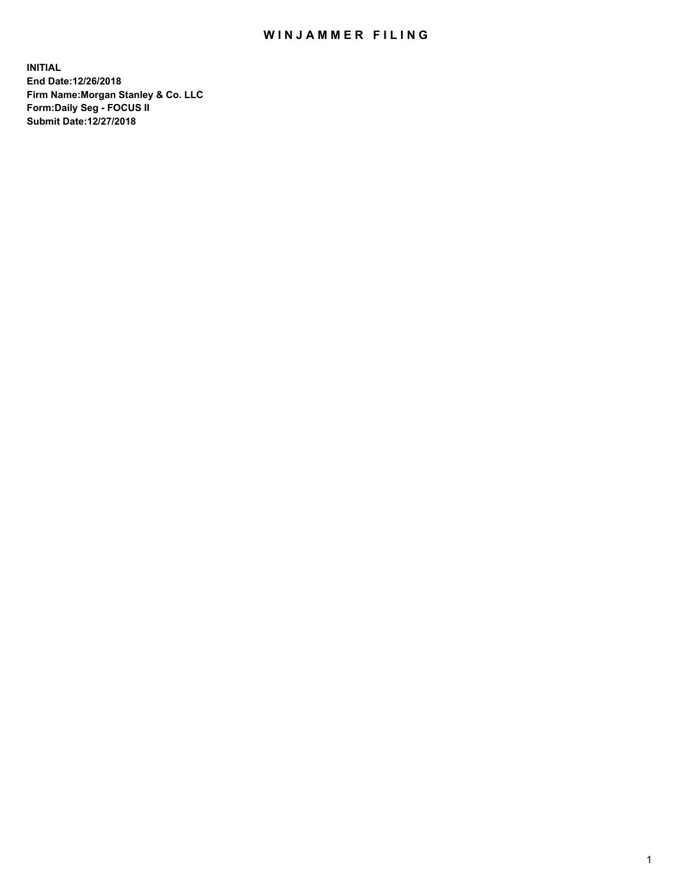# WINJAMMER FILING

**INITIAL**
**End Date:12/26/2018**
**Firm Name:Morgan Stanley & Co. LLC**
**Form:Daily Seg - FOCUS II**
**Submit Date:12/27/2018**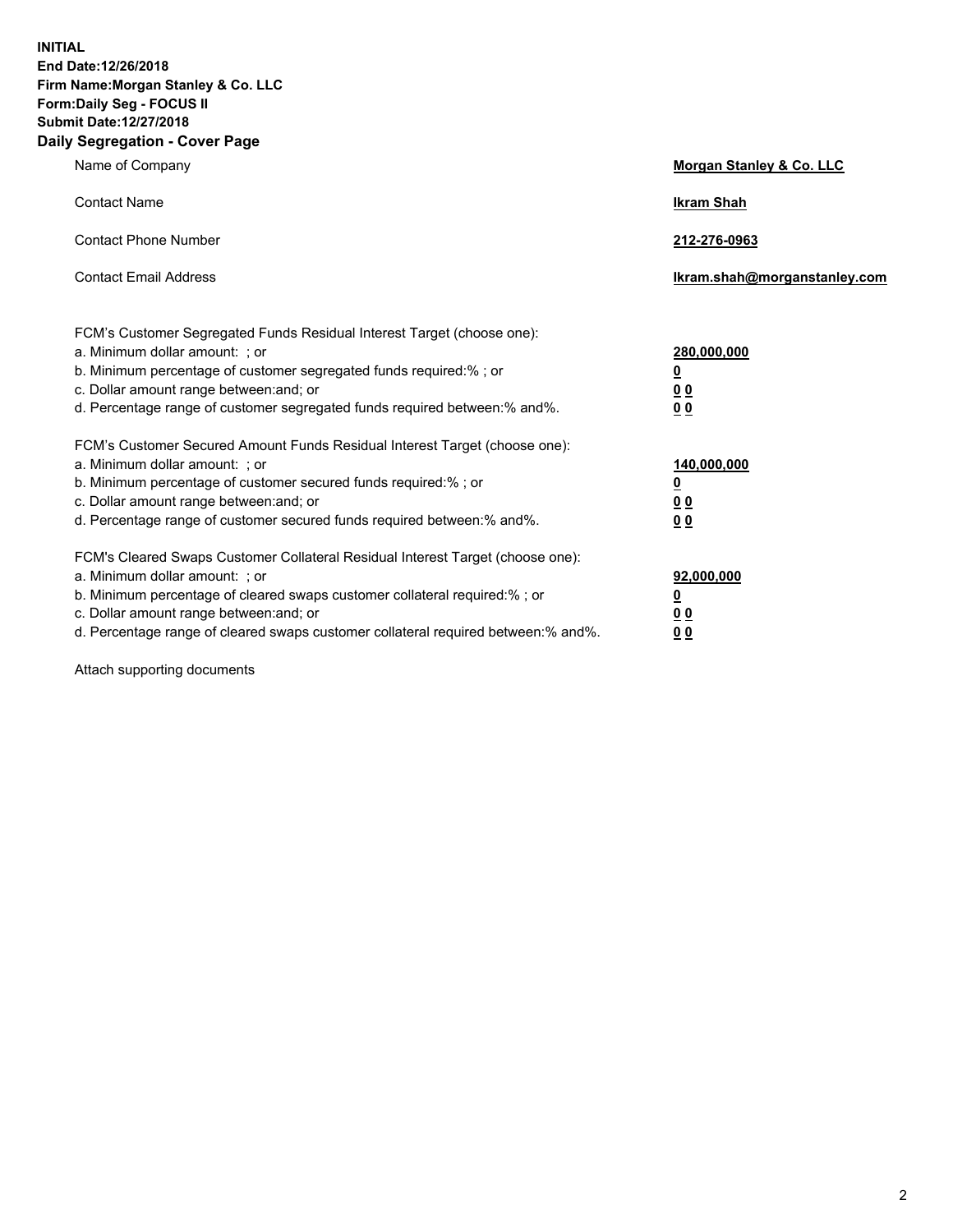**INITIAL**
**End Date:12/26/2018**
**Firm Name:Morgan Stanley & Co. LLC**
**Form:Daily Seg - FOCUS II**
**Submit Date:12/27/2018**
**Daily Segregation - Cover Page**

| | |
|---|---|
| Name of Company | **Morgan Stanley & Co. LLC** |
| Contact Name | **Ikram Shah** |
| Contact Phone Number | **212-276-0963** |
| Contact Email Address | **Ikram.shah@morganstanley.com** |

| | |
|---|---|
| FCM's Customer Segregated Funds Residual Interest Target (choose one): | |
| a. Minimum dollar amount: ; or | **280,000,000** |
| b. Minimum percentage of customer segregated funds required:% ; or | **0** |
| c. Dollar amount range between:and; or | **0 0** |
| d. Percentage range of customer segregated funds required between:% and%. | **0 0** |
| FCM's Customer Secured Amount Funds Residual Interest Target (choose one): | |
| a. Minimum dollar amount: ; or | **140,000,000** |
| b. Minimum percentage of customer secured funds required:% ; or | **0** |
| c. Dollar amount range between:and; or | **0 0** |
| d. Percentage range of customer secured funds required between:% and%. | **0 0** |
| FCM's Cleared Swaps Customer Collateral Residual Interest Target (choose one): | |
| a. Minimum dollar amount: ; or | **92,000,000** |
| b. Minimum percentage of cleared swaps customer collateral required:% ; or | **0** |
| c. Dollar amount range between:and; or | **0 0** |
| d. Percentage range of cleared swaps customer collateral required between:% and%. | **0 0** |

Attach supporting documents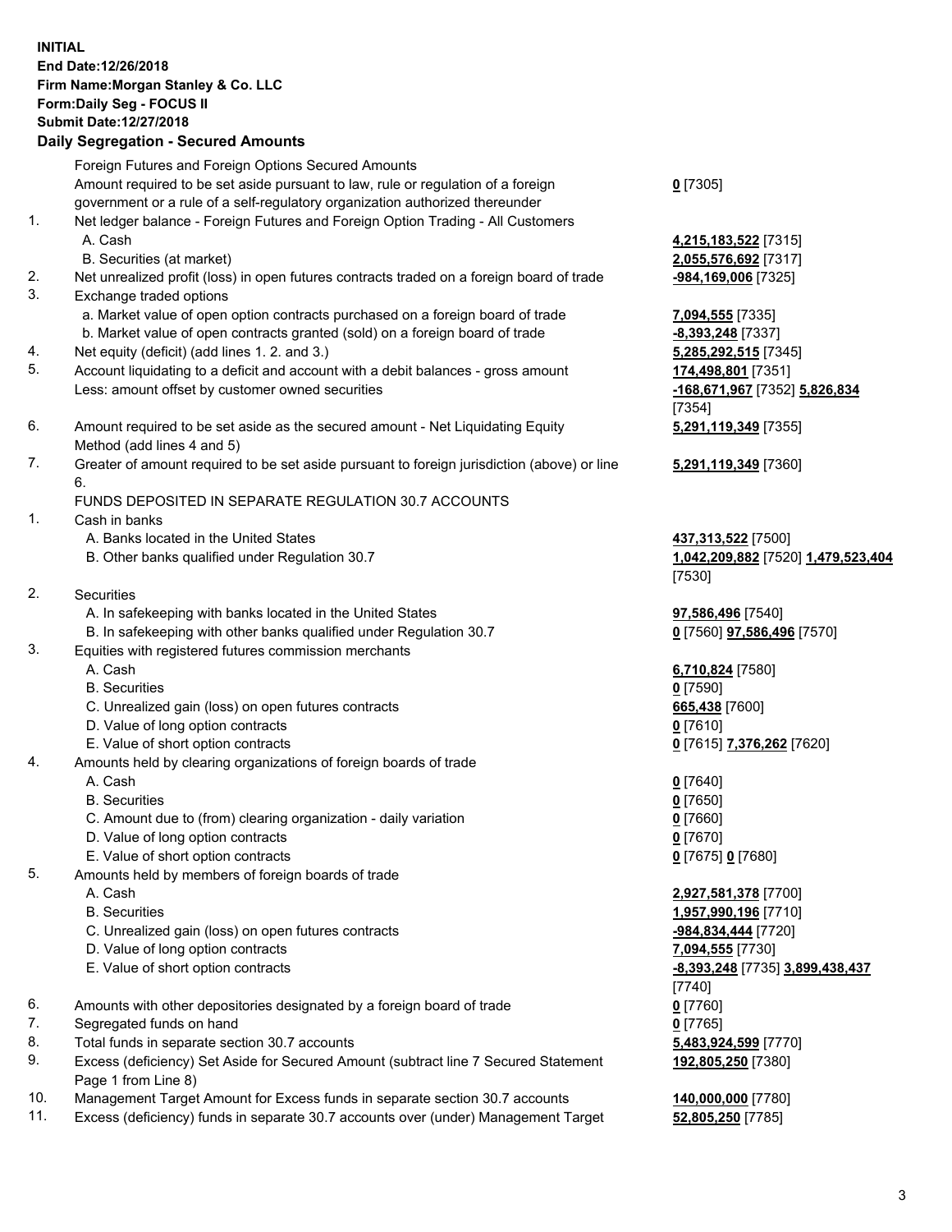**INITIAL**
**End Date:12/26/2018**
**Firm Name:Morgan Stanley & Co. LLC**
**Form:Daily Seg - FOCUS II**
**Submit Date:12/27/2018**

## Daily Segregation - Secured Amounts

| | | |
|---|---|---|
| | Foreign Futures and Foreign Options Secured Amounts | |
| | Amount required to be set aside pursuant to law, rule or regulation of a foreign government or a rule of a self-regulatory organization authorized thereunder | **0** [7305] |
| 1. | Net ledger balance - Foreign Futures and Foreign Option Trading - All Customers | |
| | A. Cash | **4,215,183,522** [7315] |
| | B. Securities (at market) | **2,055,576,692** [7317] |
| 2. | Net unrealized profit (loss) in open futures contracts traded on a foreign board of trade | **-984,169,006** [7325] |
| 3. | Exchange traded options | |
| | a. Market value of open option contracts purchased on a foreign board of trade | **7,094,555** [7335] |
| | b. Market value of open contracts granted (sold) on a foreign board of trade | **-8,393,248** [7337] |
| 4. | Net equity (deficit) (add lines 1. 2. and 3.) | **5,285,292,515** [7345] |
| 5. | Account liquidating to a deficit and account with a debit balances - gross amount | **174,498,801** [7351] |
| | Less: amount offset by customer owned securities | **-168,671,967** [7352] **5,826,834** [7354] |
| 6. | Amount required to be set aside as the secured amount - Net Liquidating Equity Method (add lines 4 and 5) | **5,291,119,349** [7355] |
| 7. | Greater of amount required to be set aside pursuant to foreign jurisdiction (above) or line 6. | **5,291,119,349** [7360] |
| | FUNDS DEPOSITED IN SEPARATE REGULATION 30.7 ACCOUNTS | |
| 1. | Cash in banks | |
| | A. Banks located in the United States | **437,313,522** [7500] |
| | B. Other banks qualified under Regulation 30.7 | **1,042,209,882** [7520] **1,479,523,404** [7530] |
| 2. | Securities | |
| | A. In safekeeping with banks located in the United States | **97,586,496** [7540] |
| | B. In safekeeping with other banks qualified under Regulation 30.7 | **0** [7560] **97,586,496** [7570] |
| 3. | Equities with registered futures commission merchants | |
| | A. Cash | **6,710,824** [7580] |
| | B. Securities | **0** [7590] |
| | C. Unrealized gain (loss) on open futures contracts | **665,438** [7600] |
| | D. Value of long option contracts | **0** [7610] |
| | E. Value of short option contracts | **0** [7615] **7,376,262** [7620] |
| 4. | Amounts held by clearing organizations of foreign boards of trade | |
| | A. Cash | **0** [7640] |
| | B. Securities | **0** [7650] |
| | C. Amount due to (from) clearing organization - daily variation | **0** [7660] |
| | D. Value of long option contracts | **0** [7670] |
| | E. Value of short option contracts | **0** [7675] **0** [7680] |
| 5. | Amounts held by members of foreign boards of trade | |
| | A. Cash | **2,927,581,378** [7700] |
| | B. Securities | **1,957,990,196** [7710] |
| | C. Unrealized gain (loss) on open futures contracts | **-984,834,444** [7720] |
| | D. Value of long option contracts | **7,094,555** [7730] |
| | E. Value of short option contracts | **-8,393,248** [7735] **3,899,438,437** [7740] |
| 6. | Amounts with other depositories designated by a foreign board of trade | **0** [7760] |
| 7. | Segregated funds on hand | **0** [7765] |
| 8. | Total funds in separate section 30.7 accounts | **5,483,924,599** [7770] |
| 9. | Excess (deficiency) Set Aside for Secured Amount (subtract line 7 Secured Statement Page 1 from Line 8) | **192,805,250** [7380] |
| 10. | Management Target Amount for Excess funds in separate section 30.7 accounts | **140,000,000** [7780] |
| 11. | Excess (deficiency) funds in separate 30.7 accounts over (under) Management Target | **52,805,250** [7785] |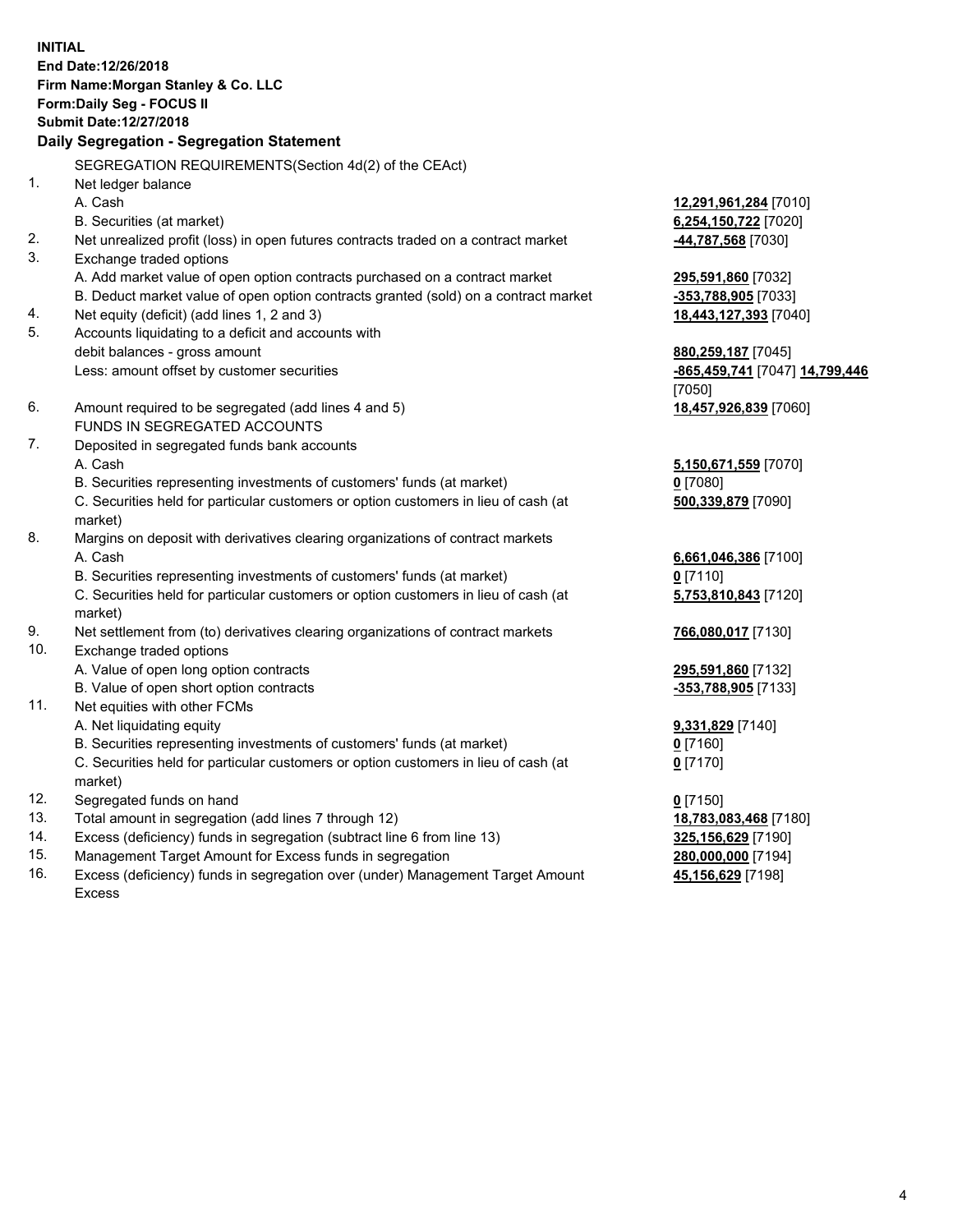**INITIAL**
**End Date:12/26/2018**
**Firm Name:Morgan Stanley & Co. LLC**
**Form:Daily Seg - FOCUS II**
**Submit Date:12/27/2018**

## Daily Segregation - Segregation Statement

SEGREGATION REQUIREMENTS(Section 4d(2) of the CEAct)

| | | |
|---|---|---|
| 1. | Net ledger balance | |
| | A. Cash | **12,291,961,284** [7010] |
| | B. Securities (at market) | **6,254,150,722** [7020] |
| 2. | Net unrealized profit (loss) in open futures contracts traded on a contract market | **-44,787,568** [7030] |
| 3. | Exchange traded options | |
| | A. Add market value of open option contracts purchased on a contract market | **295,591,860** [7032] |
| | B. Deduct market value of open option contracts granted (sold) on a contract market | **-353,788,905** [7033] |
| 4. | Net equity (deficit) (add lines 1, 2 and 3) | **18,443,127,393** [7040] |
| 5. | Accounts liquidating to a deficit and accounts with debit balances - gross amount | **880,259,187** [7045] |
| | Less: amount offset by customer securities | **-865,459,741** [7047] **14,799,446** [7050] |
| 6. | Amount required to be segregated (add lines 4 and 5) | **18,457,926,839** [7060] |
| | FUNDS IN SEGREGATED ACCOUNTS | |
| 7. | Deposited in segregated funds bank accounts | |
| | A. Cash | **5,150,671,559** [7070] |
| | B. Securities representing investments of customers' funds (at market) | **0** [7080] |
| | C. Securities held for particular customers or option customers in lieu of cash (at market) | **500,339,879** [7090] |
| 8. | Margins on deposit with derivatives clearing organizations of contract markets | |
| | A. Cash | **6,661,046,386** [7100] |
| | B. Securities representing investments of customers' funds (at market) | **0** [7110] |
| | C. Securities held for particular customers or option customers in lieu of cash (at market) | **5,753,810,843** [7120] |
| 9. | Net settlement from (to) derivatives clearing organizations of contract markets | **766,080,017** [7130] |
| 10. | Exchange traded options | |
| | A. Value of open long option contracts | **295,591,860** [7132] |
| | B. Value of open short option contracts | **-353,788,905** [7133] |
| 11. | Net equities with other FCMs | |
| | A. Net liquidating equity | **9,331,829** [7140] |
| | B. Securities representing investments of customers' funds (at market) | **0** [7160] |
| | C. Securities held for particular customers or option customers in lieu of cash (at market) | **0** [7170] |
| 12. | Segregated funds on hand | **0** [7150] |
| 13. | Total amount in segregation (add lines 7 through 12) | **18,783,083,468** [7180] |
| 14. | Excess (deficiency) funds in segregation (subtract line 6 from line 13) | **325,156,629** [7190] |
| 15. | Management Target Amount for Excess funds in segregation | **280,000,000** [7194] |
| 16. | Excess (deficiency) funds in segregation over (under) Management Target Amount Excess | **45,156,629** [7198] |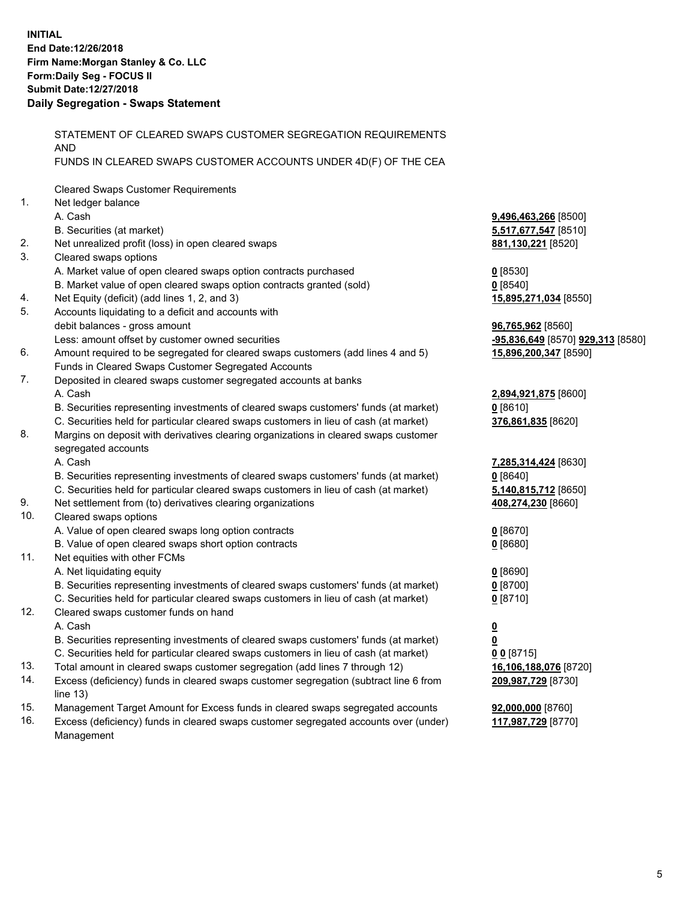**INITIAL**
**End Date:12/26/2018**
**Firm Name:Morgan Stanley & Co. LLC**
**Form:Daily Seg - FOCUS II**
**Submit Date:12/27/2018**
**Daily Segregation - Swaps Statement**

STATEMENT OF CLEARED SWAPS CUSTOMER SEGREGATION REQUIREMENTS AND FUNDS IN CLEARED SWAPS CUSTOMER ACCOUNTS UNDER 4D(F) OF THE CEA

| | | |
|---|---|---|
| | Cleared Swaps Customer Requirements | |
| 1. | Net ledger balance | |
| | A. Cash | 9,496,463,266 [8500] |
| | B. Securities (at market) | 5,517,677,547 [8510] |
| 2. | Net unrealized profit (loss) in open cleared swaps | 881,130,221 [8520] |
| 3. | Cleared swaps options | |
| | A. Market value of open cleared swaps option contracts purchased | 0 [8530] |
| | B. Market value of open cleared swaps option contracts granted (sold) | 0 [8540] |
| 4. | Net Equity (deficit) (add lines 1, 2, and 3) | 15,895,271,034 [8550] |
| 5. | Accounts liquidating to a deficit and accounts with debit balances - gross amount | 96,765,962 [8560] |
| | Less: amount offset by customer owned securities | -95,836,649 [8570] 929,313 [8580] |
| 6. | Amount required to be segregated for cleared swaps customers (add lines 4 and 5) | 15,896,200,347 [8590] |
| | Funds in Cleared Swaps Customer Segregated Accounts | |
| 7. | Deposited in cleared swaps customer segregated accounts at banks | |
| | A. Cash | 2,894,921,875 [8600] |
| | B. Securities representing investments of cleared swaps customers' funds (at market) | 0 [8610] |
| | C. Securities held for particular cleared swaps customers in lieu of cash (at market) | 376,861,835 [8620] |
| 8. | Margins on deposit with derivatives clearing organizations in cleared swaps customer segregated accounts | |
| | A. Cash | 7,285,314,424 [8630] |
| | B. Securities representing investments of cleared swaps customers' funds (at market) | 0 [8640] |
| | C. Securities held for particular cleared swaps customers in lieu of cash (at market) | 5,140,815,712 [8650] |
| 9. | Net settlement from (to) derivatives clearing organizations | 408,274,230 [8660] |
| 10. | Cleared swaps options | |
| | A. Value of open cleared swaps long option contracts | 0 [8670] |
| | B. Value of open cleared swaps short option contracts | 0 [8680] |
| 11. | Net equities with other FCMs | |
| | A. Net liquidating equity | 0 [8690] |
| | B. Securities representing investments of cleared swaps customers' funds (at market) | 0 [8700] |
| | C. Securities held for particular cleared swaps customers in lieu of cash (at market) | 0 [8710] |
| 12. | Cleared swaps customer funds on hand | |
| | A. Cash | 0 |
| | B. Securities representing investments of cleared swaps customers' funds (at market) | 0 |
| | C. Securities held for particular cleared swaps customers in lieu of cash (at market) | 0 0 [8715] |
| 13. | Total amount in cleared swaps customer segregation (add lines 7 through 12) | 16,106,188,076 [8720] |
| 14. | Excess (deficiency) funds in cleared swaps customer segregation (subtract line 6 from line 13) | 209,987,729 [8730] |
| 15. | Management Target Amount for Excess funds in cleared swaps segregated accounts | 92,000,000 [8760] |
| 16. | Excess (deficiency) funds in cleared swaps customer segregated accounts over (under) Management | 117,987,729 [8770] |